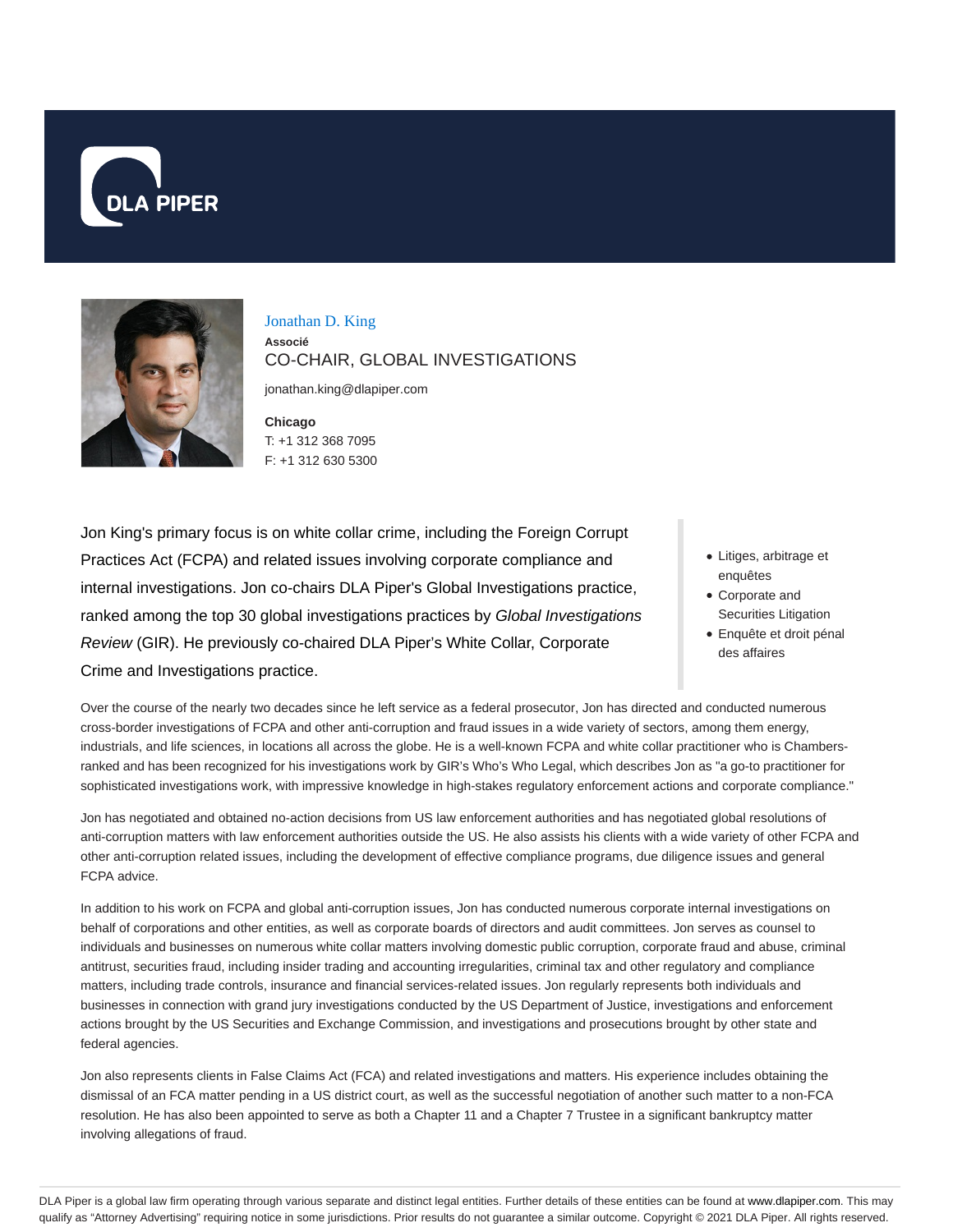DLA PIPER

# Jonathan D. King

**Associé**

CO-CHAIR, GLOBAL INVESTIGATIONS

jonathan.king@dlapiper.com

**Chicago**

T: +1 312 368 7095

F: +1 312 630 5300

Jon King's primary focus is on white collar crime, including the Foreign Corrupt Practices Act (FCPA) and related issues involving corporate compliance and internal investigations. Jon co-chairs DLA Piper's Global Investigations practice, ranked among the top 30 global investigations practices by *Global Investigations Review* (GIR). He previously co-chaired DLA Piper's White Collar, Corporate Crime and Investigations practice.

- Litiges, arbitrage et enquêtes
- Corporate and Securities Litigation
- Enquête et droit pénal des affaires

Over the course of the nearly two decades since he left service as a federal prosecutor, Jon has directed and conducted numerous cross-border investigations of FCPA and other anti-corruption and fraud issues in a wide variety of sectors, among them energy, industrials, and life sciences, in locations all across the globe. He is a well-known FCPA and white collar practitioner who is Chambers-ranked and has been recognized for his investigations work by GIR's Who's Who Legal, which describes Jon as "a go-to practitioner for sophisticated investigations work, with impressive knowledge in high-stakes regulatory enforcement actions and corporate compliance."

Jon has negotiated and obtained no-action decisions from US law enforcement authorities and has negotiated global resolutions of anti-corruption matters with law enforcement authorities outside the US. He also assists his clients with a wide variety of other FCPA and other anti-corruption related issues, including the development of effective compliance programs, due diligence issues and general FCPA advice.

In addition to his work on FCPA and global anti-corruption issues, Jon has conducted numerous corporate internal investigations on behalf of corporations and other entities, as well as corporate boards of directors and audit committees. Jon serves as counsel to individuals and businesses on numerous white collar matters involving domestic public corruption, corporate fraud and abuse, criminal antitrust, securities fraud, including insider trading and accounting irregularities, criminal tax and other regulatory and compliance matters, including trade controls, insurance and financial services-related issues. Jon regularly represents both individuals and businesses in connection with grand jury investigations conducted by the US Department of Justice, investigations and enforcement actions brought by the US Securities and Exchange Commission, and investigations and prosecutions brought by other state and federal agencies.

Jon also represents clients in False Claims Act (FCA) and related investigations and matters. His experience includes obtaining the dismissal of an FCA matter pending in a US district court, as well as the successful negotiation of another such matter to a non-FCA resolution. He has also been appointed to serve as both a Chapter 11 and a Chapter 7 Trustee in a significant bankruptcy matter involving allegations of fraud.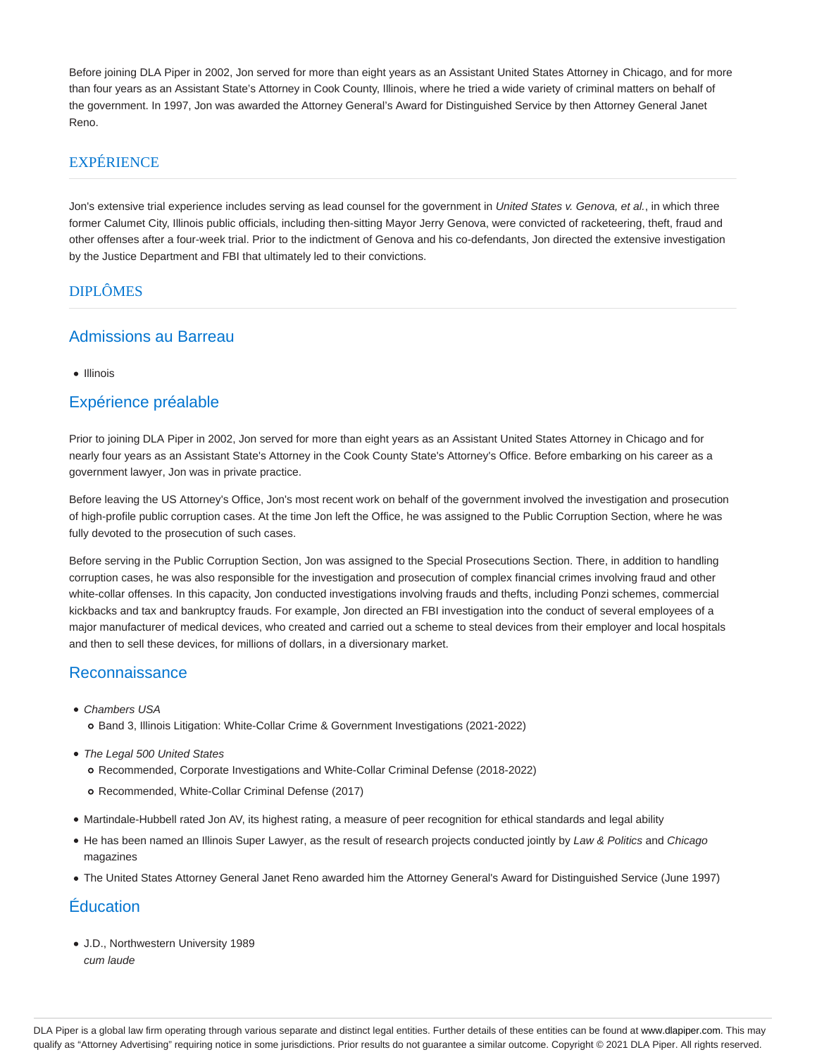Before joining DLA Piper in 2002, Jon served for more than eight years as an Assistant United States Attorney in Chicago, and for more than four years as an Assistant State's Attorney in Cook County, Illinois, where he tried a wide variety of criminal matters on behalf of the government. In 1997, Jon was awarded the Attorney General's Award for Distinguished Service by then Attorney General Janet Reno.

## EXPÉRIENCE

Jon's extensive trial experience includes serving as lead counsel for the government in *United States v. Genova, et al.*, in which three former Calumet City, Illinois public officials, including then-sitting Mayor Jerry Genova, were convicted of racketeering, theft, fraud and other offenses after a four-week trial. Prior to the indictment of Genova and his co-defendants, Jon directed the extensive investigation by the Justice Department and FBI that ultimately led to their convictions.

## DIPLÔMES

### Admissions au Barreau

- Illinois

### Expérience préalable

Prior to joining DLA Piper in 2002, Jon served for more than eight years as an Assistant United States Attorney in Chicago and for nearly four years as an Assistant State's Attorney in the Cook County State's Attorney's Office. Before embarking on his career as a government lawyer, Jon was in private practice.

Before leaving the US Attorney's Office, Jon's most recent work on behalf of the government involved the investigation and prosecution of high-profile public corruption cases. At the time Jon left the Office, he was assigned to the Public Corruption Section, where he was fully devoted to the prosecution of such cases.

Before serving in the Public Corruption Section, Jon was assigned to the Special Prosecutions Section. There, in addition to handling corruption cases, he was also responsible for the investigation and prosecution of complex financial crimes involving fraud and other white-collar offenses. In this capacity, Jon conducted investigations involving frauds and thefts, including Ponzi schemes, commercial kickbacks and tax and bankruptcy frauds. For example, Jon directed an FBI investigation into the conduct of several employees of a major manufacturer of medical devices, who created and carried out a scheme to steal devices from their employer and local hospitals and then to sell these devices, for millions of dollars, in a diversionary market.

### Reconnaissance

- *Chambers USA*
  - Band 3, Illinois Litigation: White-Collar Crime & Government Investigations (2021-2022)
- *The Legal 500 United States*
  - Recommended, Corporate Investigations and White-Collar Criminal Defense (2018-2022)
  - Recommended, White-Collar Criminal Defense (2017)
- Martindale-Hubbell rated Jon AV, its highest rating, a measure of peer recognition for ethical standards and legal ability
- He has been named an Illinois Super Lawyer, as the result of research projects conducted jointly by *Law & Politics* and *Chicago* magazines
- The United States Attorney General Janet Reno awarded him the Attorney General's Award for Distinguished Service (June 1997)

### Éducation

- J.D., Northwestern University 1989
  *cum laude*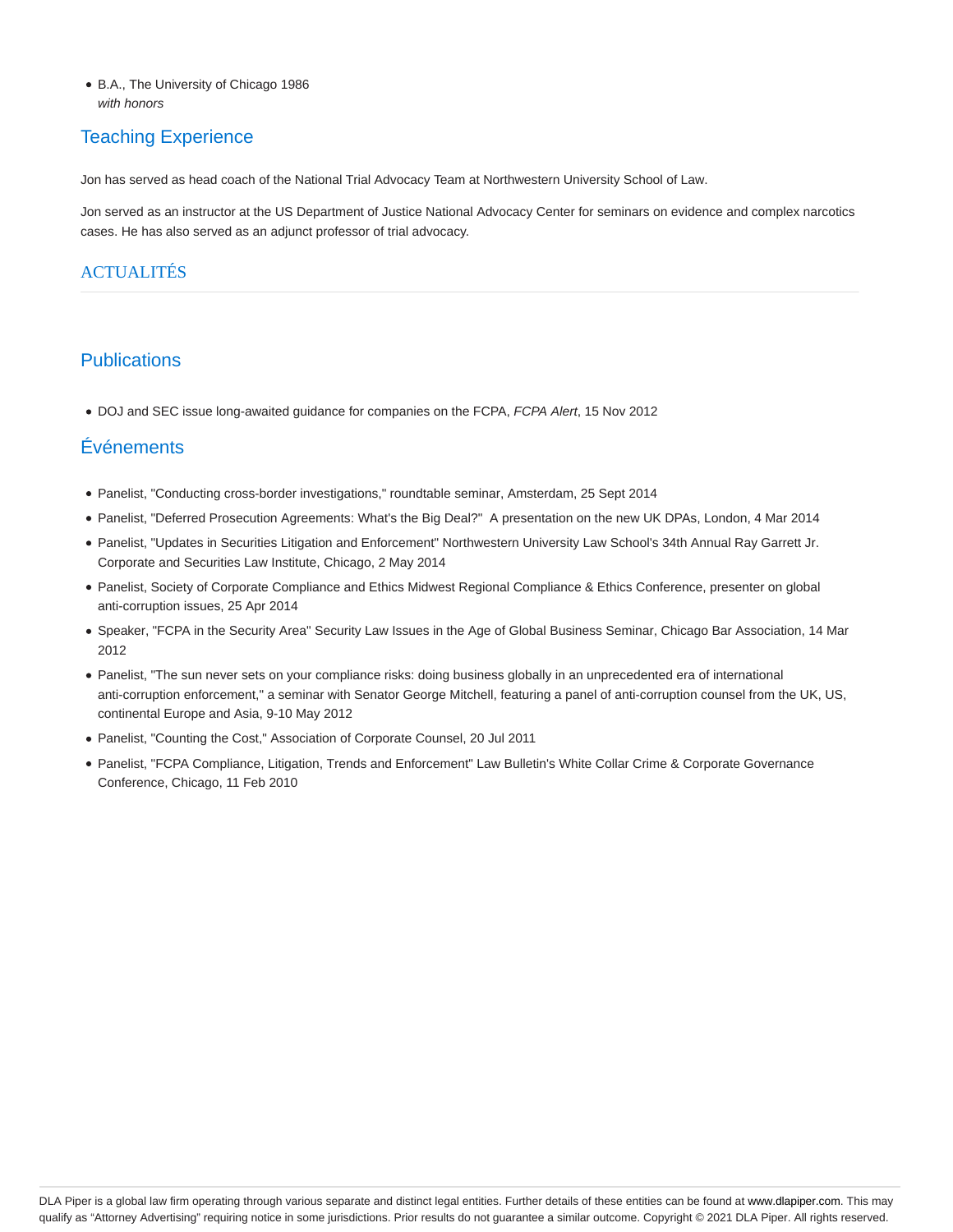- B.A., The University of Chicago 1986
  *with honors*

## Teaching Experience

Jon has served as head coach of the National Trial Advocacy Team at Northwestern University School of Law.

Jon served as an instructor at the US Department of Justice National Advocacy Center for seminars on evidence and complex narcotics cases. He has also served as an adjunct professor of trial advocacy.

## ACTUALITÉS

## Publications

- DOJ and SEC issue long-awaited guidance for companies on the FCPA, *FCPA Alert*, 15 Nov 2012

## Événements

- Panelist, "Conducting cross-border investigations," roundtable seminar, Amsterdam, 25 Sept 2014
- Panelist, "Deferred Prosecution Agreements: What's the Big Deal?"  A presentation on the new UK DPAs, London, 4 Mar 2014
- Panelist, "Updates in Securities Litigation and Enforcement" Northwestern University Law School's 34th Annual Ray Garrett Jr. Corporate and Securities Law Institute, Chicago, 2 May 2014
- Panelist, Society of Corporate Compliance and Ethics Midwest Regional Compliance & Ethics Conference, presenter on global anti-corruption issues, 25 Apr 2014
- Speaker, "FCPA in the Security Area" Security Law Issues in the Age of Global Business Seminar, Chicago Bar Association, 14 Mar 2012
- Panelist, "The sun never sets on your compliance risks: doing business globally in an unprecedented era of international anti-corruption enforcement," a seminar with Senator George Mitchell, featuring a panel of anti-corruption counsel from the UK, US, continental Europe and Asia, 9-10 May 2012
- Panelist, "Counting the Cost," Association of Corporate Counsel, 20 Jul 2011
- Panelist, "FCPA Compliance, Litigation, Trends and Enforcement" Law Bulletin's White Collar Crime & Corporate Governance Conference, Chicago, 11 Feb 2010